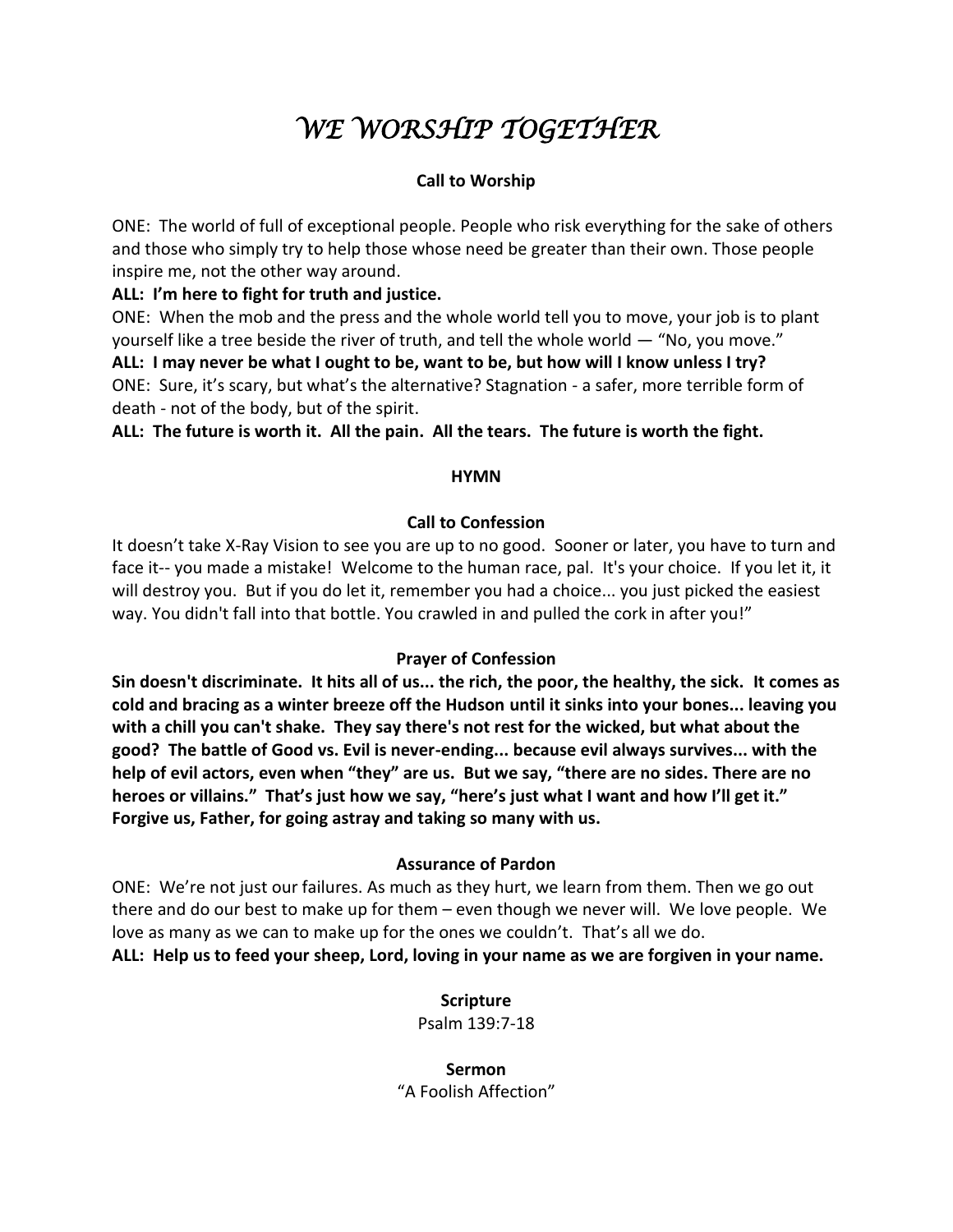# *WE WORSHIP TOGETHER*

**Call to Worship**

ONE: The world of full of exceptional people. People who risk everything for the sake of others and those who simply try to help those whose need be greater than their own. Those people inspire me, not the other way around.

**ALL: I'm here to fight for truth and justice.**

ONE: When the mob and the press and the whole world tell you to move, your job is to plant yourself like a tree beside the river of truth, and tell the whole world — "No, you move."

**ALL: I may never be what I ought to be, want to be, but how will I know unless I try?**

ONE: Sure, it's scary, but what's the alternative? Stagnation - a safer, more terrible form of death - not of the body, but of the spirit.

**ALL: The future is worth it. All the pain. All the tears. The future is worth the fight.**

**HYMN**

**Call to Confession**

It doesn't take X-Ray Vision to see you are up to no good. Sooner or later, you have to turn and face it-- you made a mistake! Welcome to the human race, pal. It's your choice. If you let it, it will destroy you. But if you do let it, remember you had a choice... you just picked the easiest way. You didn't fall into that bottle. You crawled in and pulled the cork in after you!"

**Prayer of Confession**

**Sin doesn't discriminate. It hits all of us... the rich, the poor, the healthy, the sick. It comes as cold and bracing as a winter breeze off the Hudson until it sinks into your bones... leaving you with a chill you can't shake. They say there's not rest for the wicked, but what about the good? The battle of Good vs. Evil is never-ending... because evil always survives... with the help of evil actors, even when "they" are us. But we say, "there are no sides. There are no heroes or villains." That's just how we say, "here's just what I want and how I'll get it." Forgive us, Father, for going astray and taking so many with us.**

**Assurance of Pardon**

ONE: We're not just our failures. As much as they hurt, we learn from them. Then we go out there and do our best to make up for them – even though we never will. We love people. We love as many as we can to make up for the ones we couldn't. That's all we do.

**ALL: Help us to feed your sheep, Lord, loving in your name as we are forgiven in your name.**

**Scripture**

Psalm 139:7-18

**Sermon**

"A Foolish Affection"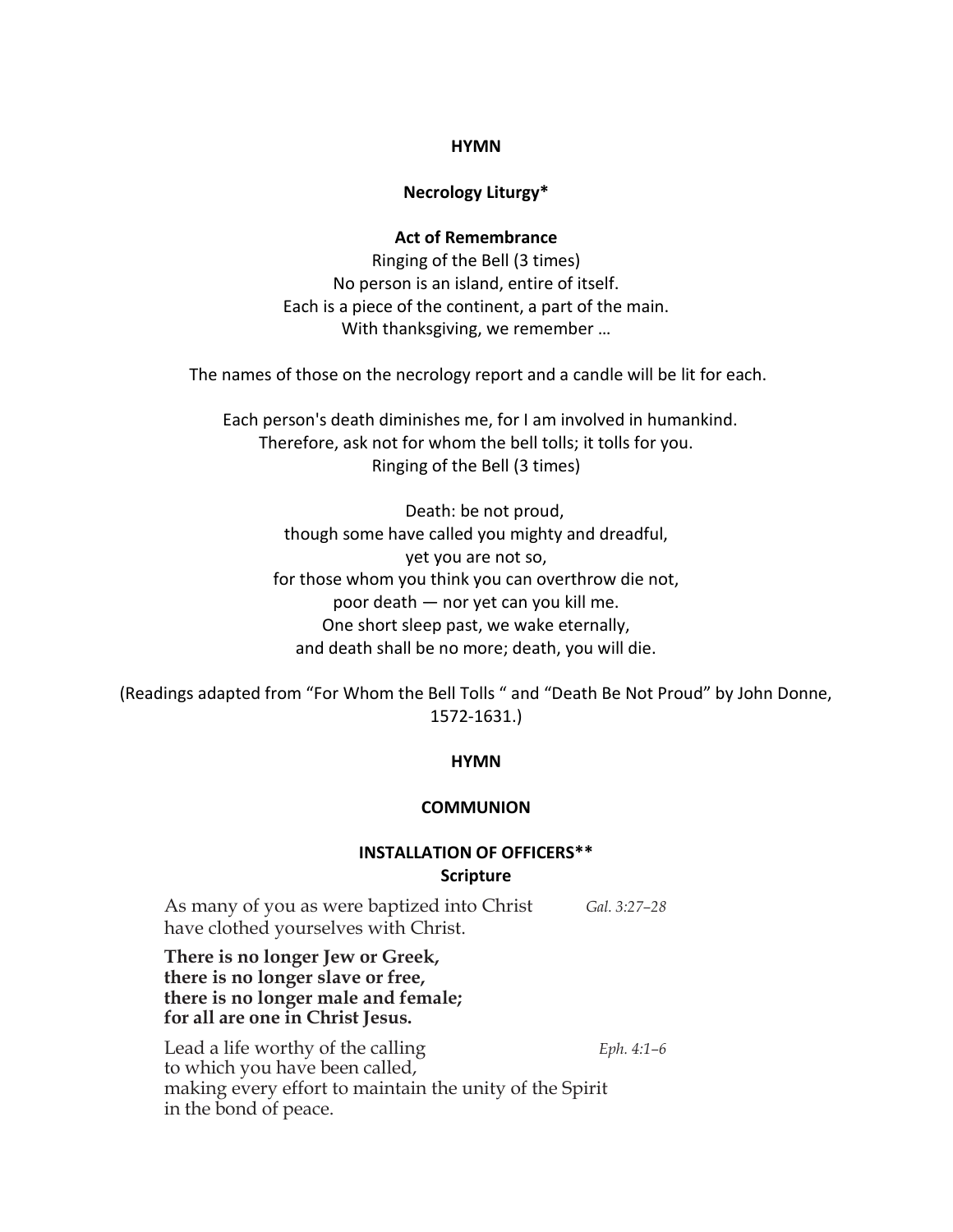**HYMN**

**Necrology Liturgy***

**Act of Remembrance**

Ringing of the Bell (3 times)
No person is an island, entire of itself.
Each is a piece of the continent, a part of the main.
With thanksgiving, we remember …

The names of those on the necrology report and a candle will be lit for each.

Each person's death diminishes me, for I am involved in humankind.
Therefore, ask not for whom the bell tolls; it tolls for you.
Ringing of the Bell (3 times)

Death: be not proud,
though some have called you mighty and dreadful,
yet you are not so,
for those whom you think you can overthrow die not,
poor death — nor yet can you kill me.
One short sleep past, we wake eternally,
and death shall be no more; death, you will die.

(Readings adapted from "For Whom the Bell Tolls " and "Death Be Not Proud" by John Donne, 1572-1631.)

**HYMN**

**COMMUNION**

**INSTALLATION OF OFFICERS****

**Scripture**

As many of you as were baptized into Christ have clothed yourselves with Christ. *Gal. 3:27–28*

**There is no longer Jew or Greek,**
**there is no longer slave or free,**
**there is no longer male and female;**
**for all are one in Christ Jesus.**

Lead a life worthy of the calling to which you have been called, making every effort to maintain the unity of the Spirit in the bond of peace. *Eph. 4:1–6*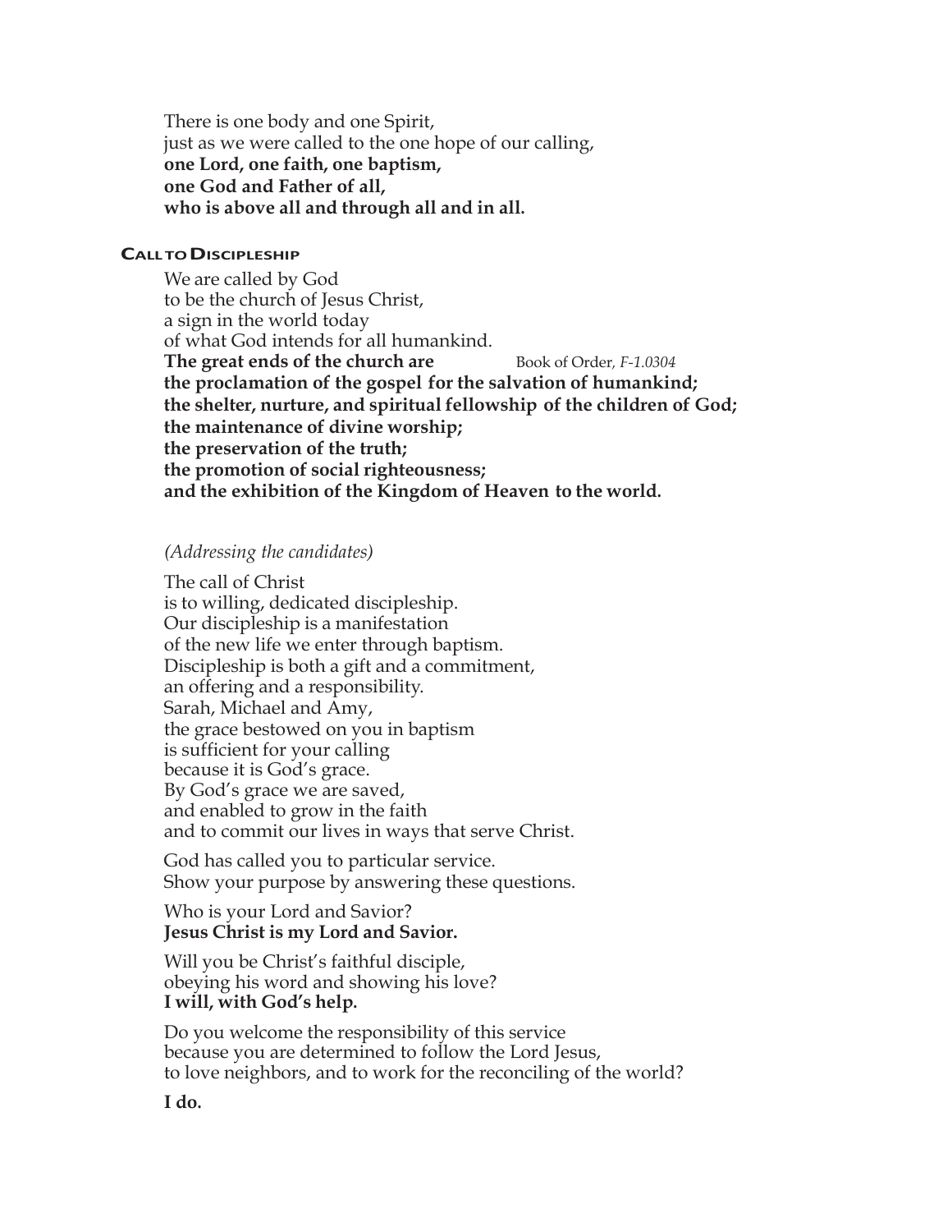There is one body and one Spirit,
just as we were called to the one hope of our calling,
**one Lord, one faith, one baptism,**
**one God and Father of all,**
**who is above all and through all and in all.**

### Call to Discipleship

We are called by God
to be the church of Jesus Christ,
a sign in the world today
of what God intends for all humankind.
**The great ends of the church are** Book of Order*, F-1.0304*
**the proclamation of the gospel for the salvation of humankind;**
**the shelter, nurture, and spiritual fellowship of the children of God;**
**the maintenance of divine worship;**
**the preservation of the truth;**
**the promotion of social righteousness;**
**and the exhibition of the Kingdom of Heaven to the world.**

*(Addressing the candidates)*

The call of Christ
is to willing, dedicated discipleship.
Our discipleship is a manifestation
of the new life we enter through baptism.
Discipleship is both a gift and a commitment,
an offering and a responsibility.
Sarah, Michael and Amy,
the grace bestowed on you in baptism
is sufficient for your calling
because it is God's grace.
By God's grace we are saved,
and enabled to grow in the faith
and to commit our lives in ways that serve Christ.

God has called you to particular service.
Show your purpose by answering these questions.

Who is your Lord and Savior?
**Jesus Christ is my Lord and Savior.**

Will you be Christ's faithful disciple,
obeying his word and showing his love?
**I will, with God's help.**

Do you welcome the responsibility of this service
because you are determined to follow the Lord Jesus,
to love neighbors, and to work for the reconciling of the world?

**I do.**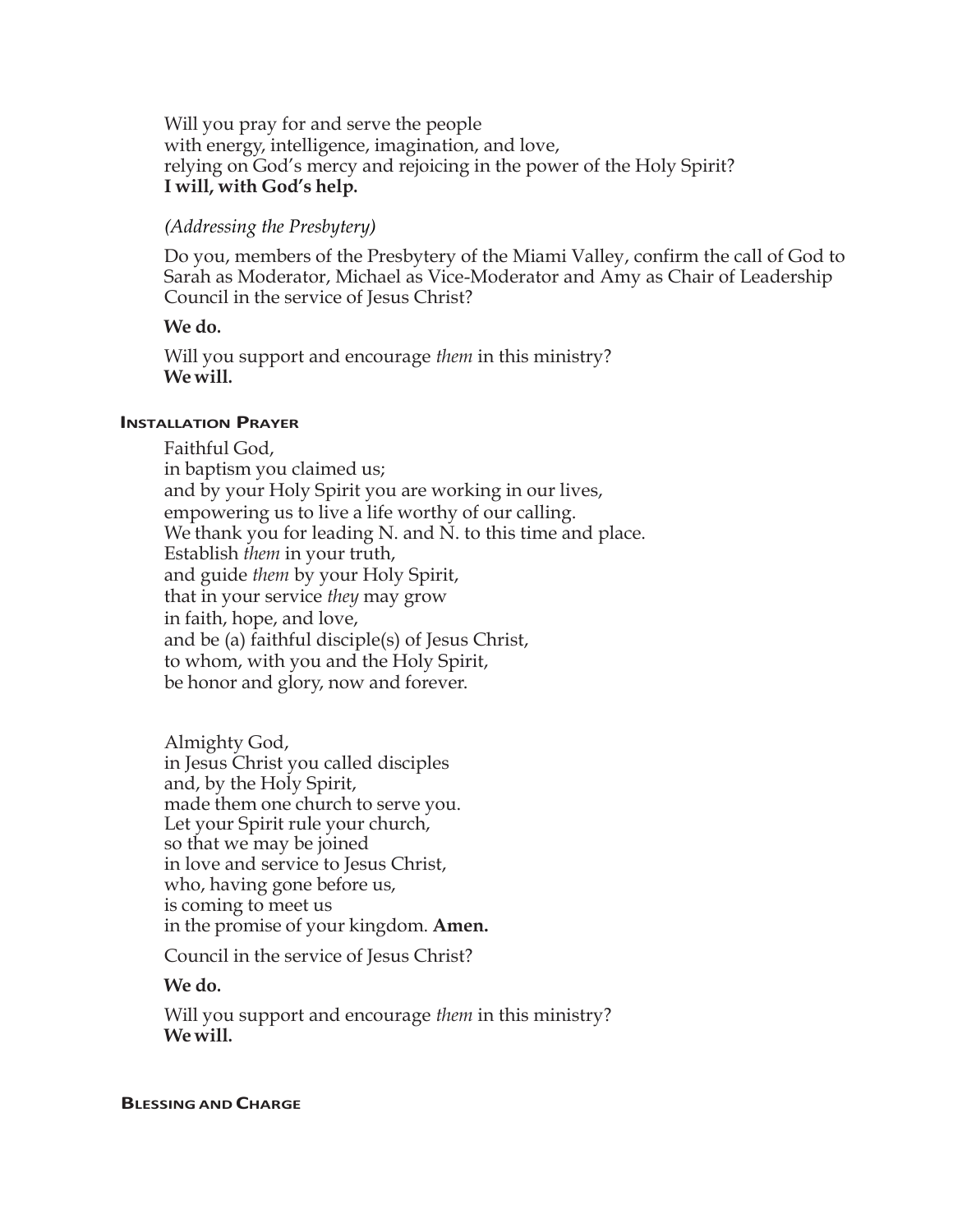Will you pray for and serve the people
with energy, intelligence, imagination, and love,
relying on God's mercy and rejoicing in the power of the Holy Spirit?
**I will, with God's help.**

*(Addressing the Presbytery)*

Do you, members of the Presbytery of the Miami Valley, confirm the call of God to Sarah as Moderator, Michael as Vice-Moderator and Amy as Chair of Leadership Council in the service of Jesus Christ?

**We do.**

Will you support and encourage *them* in this ministry?
**We will.**

### Installation Prayer

Faithful God,
in baptism you claimed us;
and by your Holy Spirit you are working in our lives,
empowering us to live a life worthy of our calling.
We thank you for leading N. and N. to this time and place.
Establish *them* in your truth,
and guide *them* by your Holy Spirit,
that in your service *they* may grow
in faith, hope, and love,
and be (a) faithful disciple(s) of Jesus Christ,
to whom, with you and the Holy Spirit,
be honor and glory, now and forever.

Almighty God,
in Jesus Christ you called disciples
and, by the Holy Spirit,
made them one church to serve you.
Let your Spirit rule your church,
so that we may be joined
in love and service to Jesus Christ,
who, having gone before us,
is coming to meet us
in the promise of your kingdom. **Amen.**

Council in the service of Jesus Christ?

**We do.**

Will you support and encourage *them* in this ministry?
**We will.**

### Blessing and Charge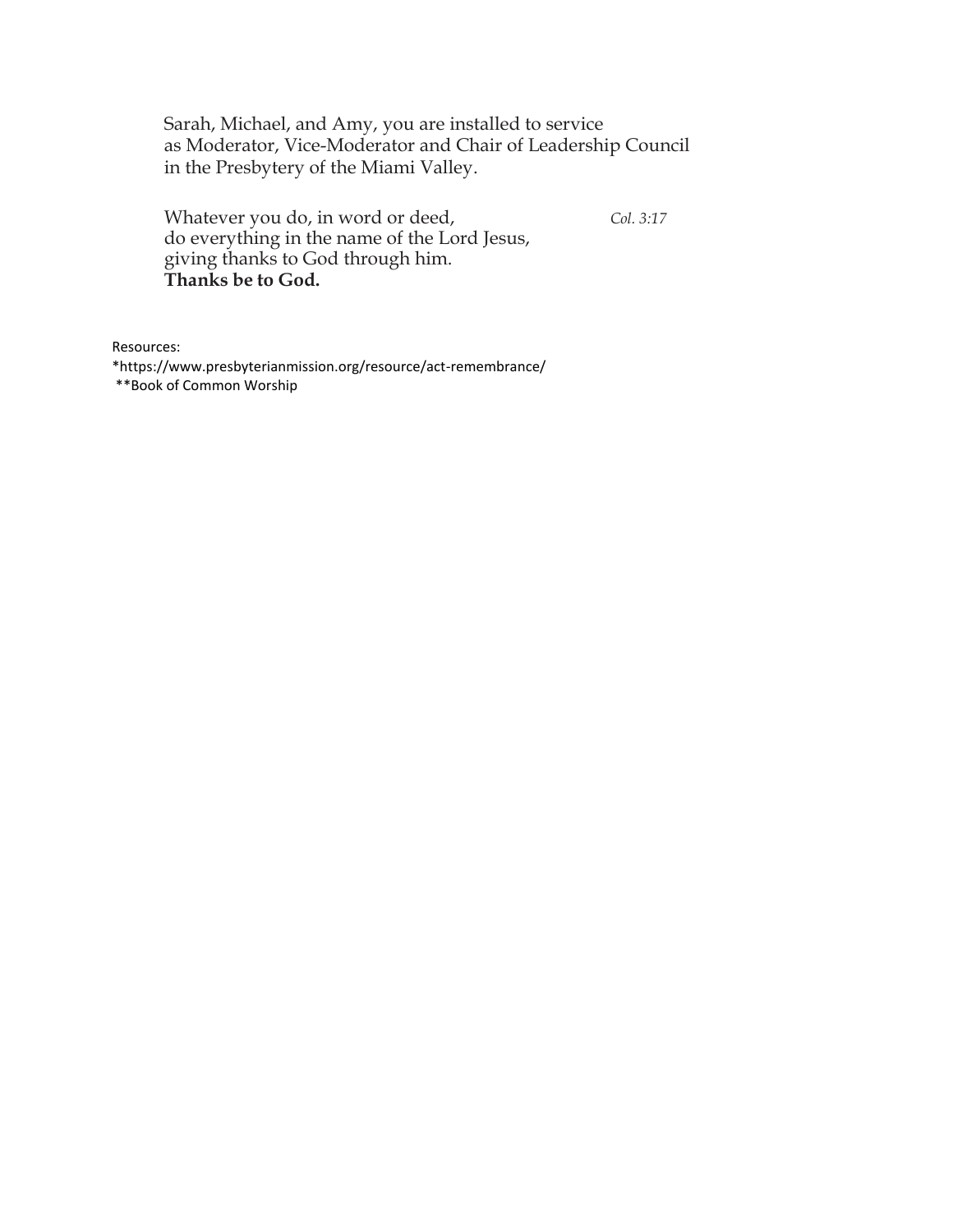Sarah, Michael, and Amy, you are installed to service
as Moderator, Vice-Moderator and Chair of Leadership Council
in the Presbytery of the Miami Valley.

Whatever you do, in word or deed, *Col. 3:17*
do everything in the name of the Lord Jesus,
giving thanks to God through him.
**Thanks be to God.**

Resources:
*https://www.presbyterianmission.org/resource/act-remembrance/
**Book of Common Worship